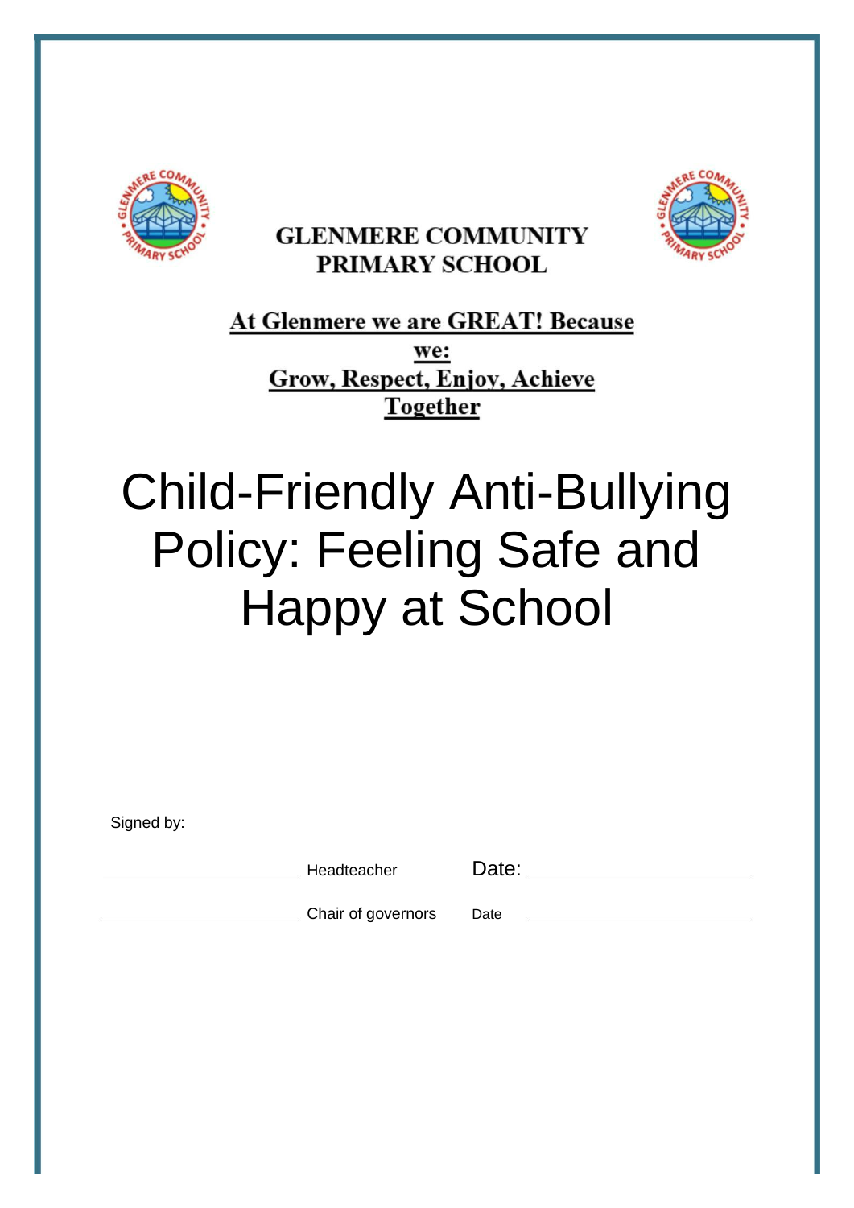**GLENMERE COMMUNITY PRIMARY SCHOOL**

**At Glenmere we are GREAT! Because we:**
**Grow, Respect, Enjoy, Achieve Together**

# Child-Friendly Anti-Bullying Policy: Feeling Safe and Happy at School

Signed by:

\_\_\_\_\_\_\_\_\_\_\_\_\_\_\_\_\_\_\_\_\_\_\_\_ Headteacher Date: \_\_\_\_\_\_\_\_\_\_\_\_\_\_\_\_\_\_\_\_\_\_\_\_

\_\_\_\_\_\_\_\_\_\_\_\_\_\_\_\_\_\_\_\_\_\_\_\_ Chair of governors Date \_\_\_\_\_\_\_\_\_\_\_\_\_\_\_\_\_\_\_\_\_\_\_\_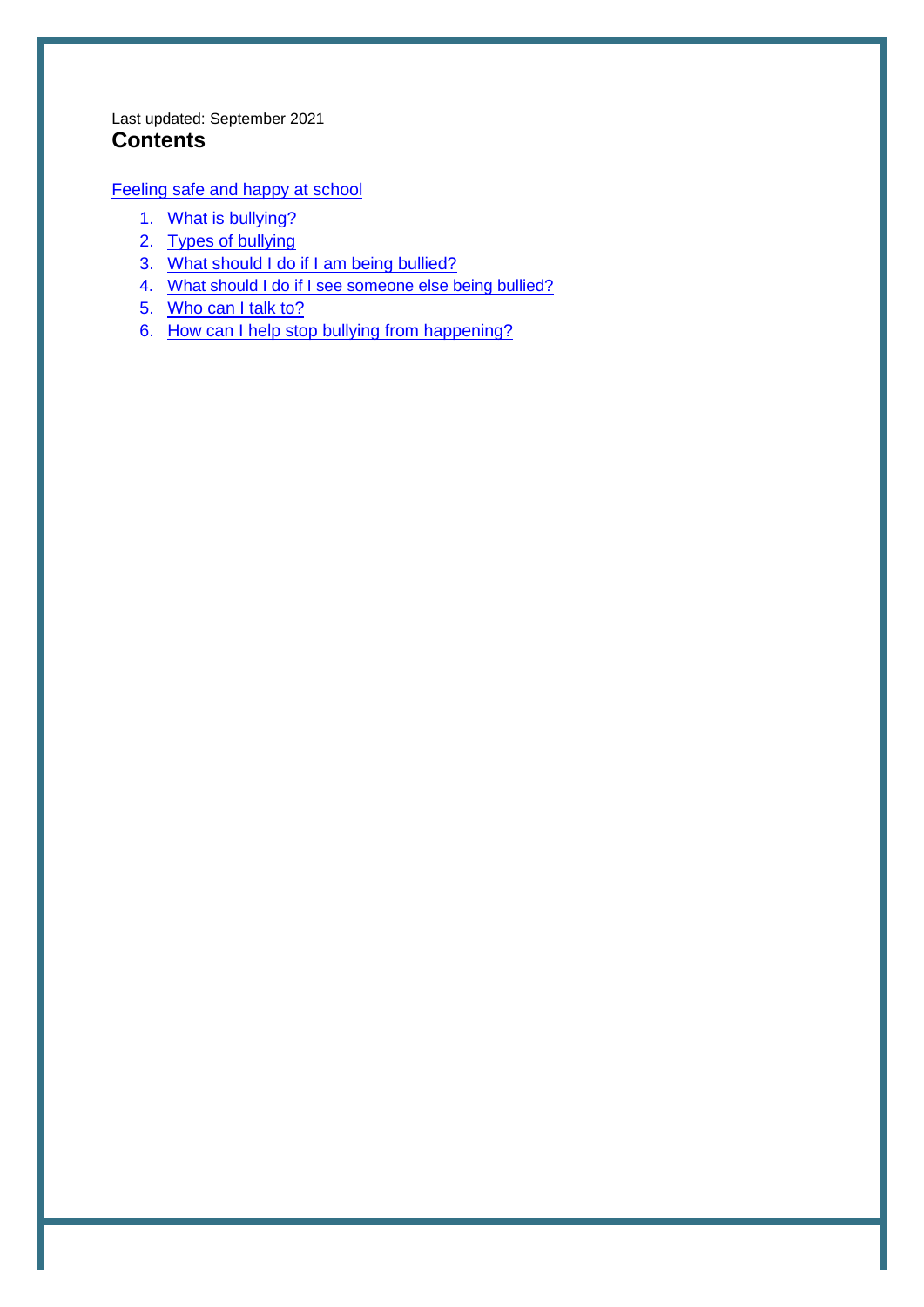Last updated: September 2021

## Contents

Feeling safe and happy at school

1. What is bullying?
2. Types of bullying
3. What should I do if I am being bullied?
4. What should I do if I see someone else being bullied?
5. Who can I talk to?
6. How can I help stop bullying from happening?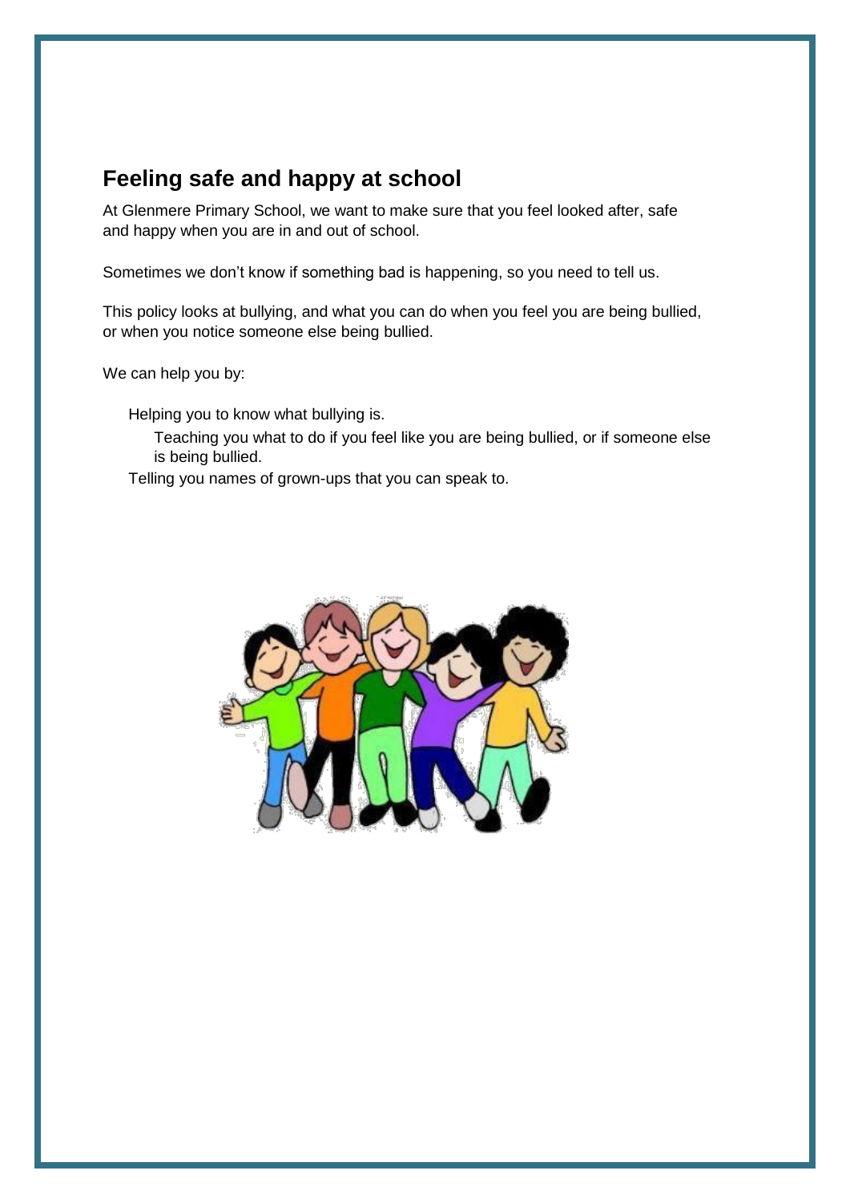## Feeling safe and happy at school

At Glenmere Primary School, we want to make sure that you feel looked after, safe and happy when you are in and out of school.

Sometimes we don't know if something bad is happening, so you need to tell us.

This policy looks at bullying, and what you can do when you feel you are being bullied, or when you notice someone else being bullied.

We can help you by:

- Helping you to know what bullying is.
- Teaching you what to do if you feel like you are being bullied, or if someone else is being bullied.
- Telling you names of grown-ups that you can speak to.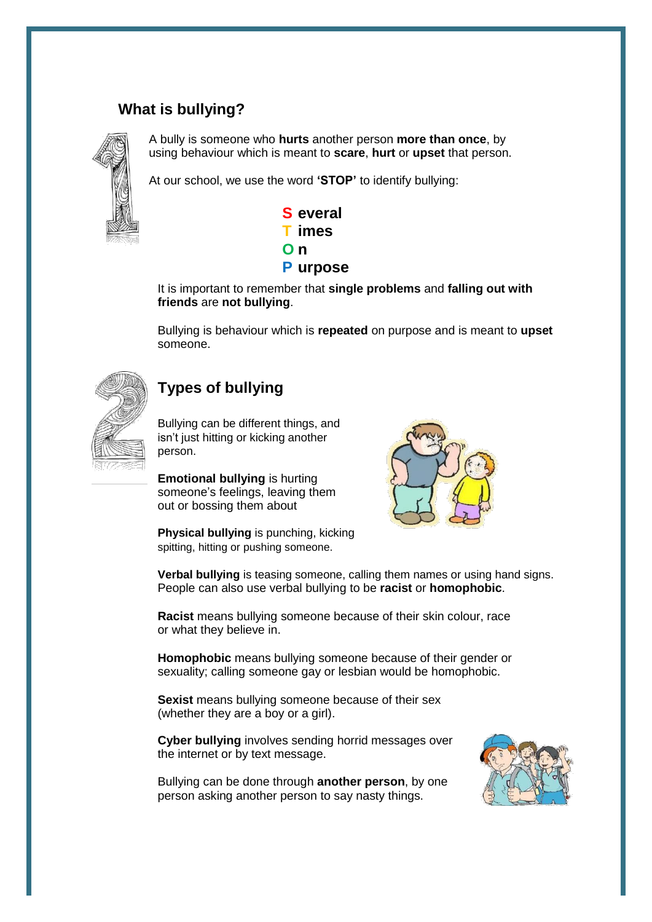## What is bullying?

A bully is someone who **hurts** another person **more than once**, by using behaviour which is meant to **scare**, **hurt** or **upset** that person.

At our school, we use the word **'STOP'** to identify bullying:

**S everal**
**T imes**
**O n**
**P urpose**

It is important to remember that **single problems** and **falling out with friends** are **not bullying**.

Bullying is behaviour which is **repeated** on purpose and is meant to **upset** someone.

## Types of bullying

Bullying can be different things, and isn't just hitting or kicking another person.

**Emotional bullying** is hurting someone's feelings, leaving them out or bossing them about

**Physical bullying** is punching, kicking spitting, hitting or pushing someone.

**Verbal bullying** is teasing someone, calling them names or using hand signs. People can also use verbal bullying to be **racist** or **homophobic**.

**Racist** means bullying someone because of their skin colour, race or what they believe in.

**Homophobic** means bullying someone because of their gender or sexuality; calling someone gay or lesbian would be homophobic.

**Sexist** means bullying someone because of their sex (whether they are a boy or a girl).

**Cyber bullying** involves sending horrid messages over the internet or by text message.

Bullying can be done through **another person**, by one person asking another person to say nasty things.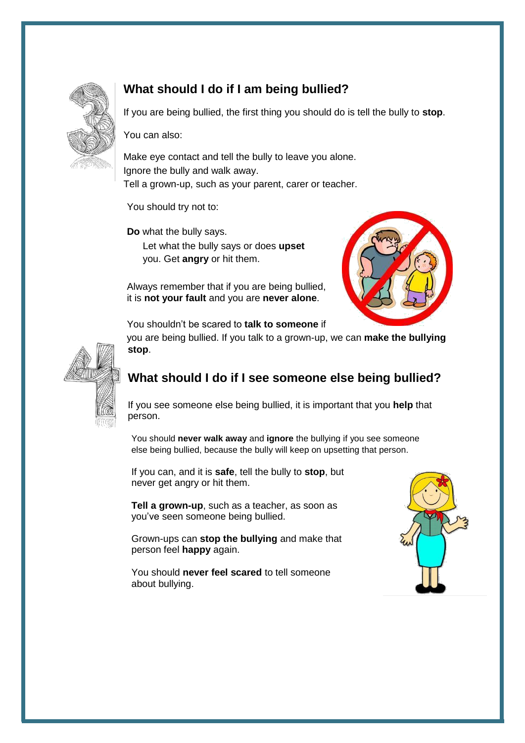## What should I do if I am being bullied?

If you are being bullied, the first thing you should do is tell the bully to **stop**.

You can also:

Make eye contact and tell the bully to leave you alone.
Ignore the bully and walk away.
Tell a grown-up, such as your parent, carer or teacher.

You should try not to:

**Do** what the bully says.
Let what the bully says or does **upset** you. Get **angry** or hit them.

Always remember that if you are being bullied, it is **not your fault** and you are **never alone**.

You shouldn't be scared to **talk to someone** if you are being bullied. If you talk to a grown-up, we can **make the bullying stop**.

## What should I do if I see someone else being bullied?

If you see someone else being bullied, it is important that you **help** that person.

You should **never walk away** and **ignore** the bullying if you see someone else being bullied, because the bully will keep on upsetting that person.

If you can, and it is **safe**, tell the bully to **stop**, but never get angry or hit them.

**Tell a grown-up**, such as a teacher, as soon as you've seen someone being bullied.

Grown-ups can **stop the bullying** and make that person feel **happy** again.

You should **never feel scared** to tell someone about bullying.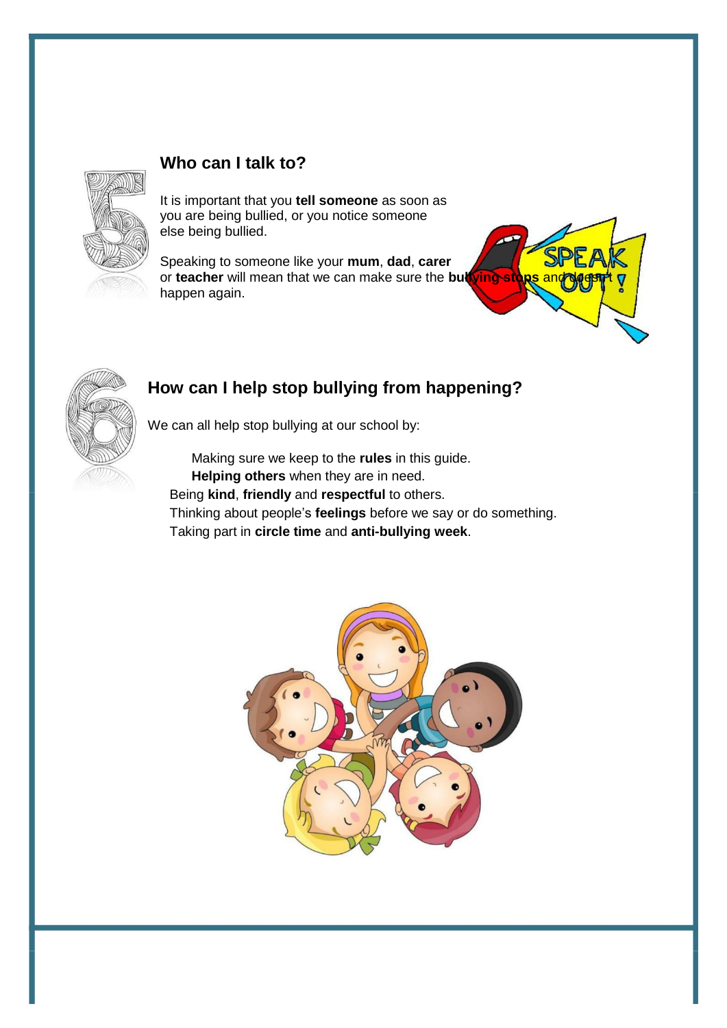## Who can I talk to?

It is important that you **tell someone** as soon as you are being bullied, or you notice someone else being bullied.

Speaking to someone like your **mum**, **dad**, **carer** or **teacher** will mean that we can make sure the **bullying stops** and doesn't happen again.

## How can I help stop bullying from happening?

We can all help stop bullying at our school by:

- Making sure we keep to the **rules** in this guide.
- **Helping others** when they are in need.
- Being **kind**, **friendly** and **respectful** to others.
- Thinking about people's **feelings** before we say or do something.
- Taking part in **circle time** and **anti-bullying week**.